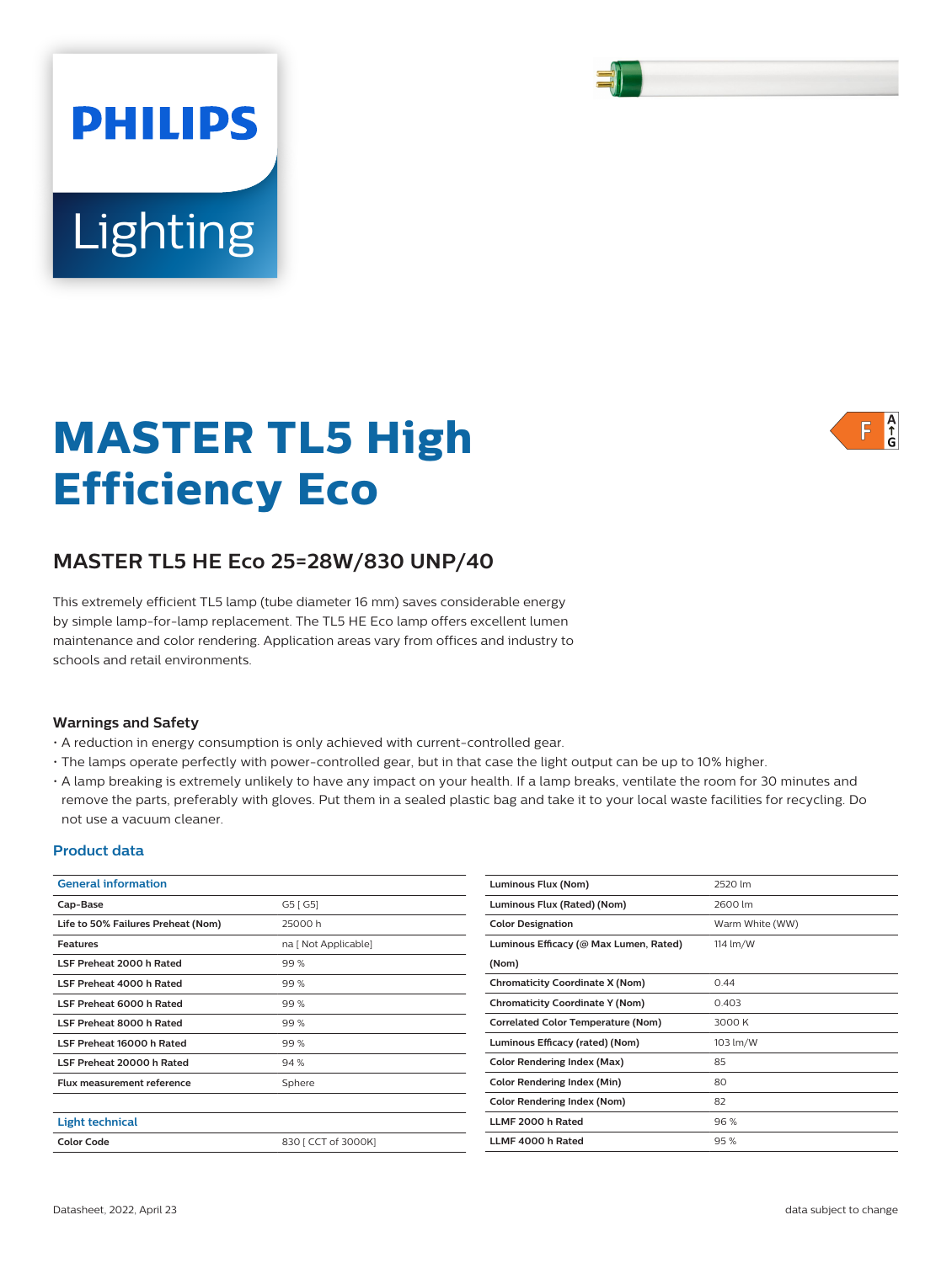# MASTER TL5 High Efficiency Eco

## MASTER TL5 HE Eco 25=28W/830 UNP/40

This extremely efficient TL5 lamp (tube diameter 16 mm) saves considerable energy by simple lamp-for-lamp replacement. The TL5 HE Eco lamp offers excellent lumen maintenance and color rendering. Application areas vary from offices and industry to schools and retail environments.

### Warnings and Safety

- A reduction in energy consumption is only achieved with current-controlled gear.
- The lamps operate perfectly with power-controlled gear, but in that case the light output can be up to 10% higher.
- A lamp breaking is extremely unlikely to have any impact on your health. If a lamp breaks, ventilate the room for 30 minutes and remove the parts, preferably with gloves. Put them in a sealed plastic bag and take it to your local waste facilities for recycling. Do not use a vacuum cleaner.

### Product data

| General information | |
|---|---|
| Cap-Base | G5 [ G5] |
| Life to 50% Failures Preheat (Nom) | 25000 h |
| Features | na [ Not Applicable] |
| LSF Preheat 2000 h Rated | 99 % |
| LSF Preheat 4000 h Rated | 99 % |
| LSF Preheat 6000 h Rated | 99 % |
| LSF Preheat 8000 h Rated | 99 % |
| LSF Preheat 16000 h Rated | 99 % |
| LSF Preheat 20000 h Rated | 94 % |
| Flux measurement reference | Sphere |

| Light technical | |
|---|---|
| Color Code | 830 [ CCT of 3000K] |
| Luminous Flux (Nom) | 2520 lm |
| Luminous Flux (Rated) (Nom) | 2600 lm |
| Color Designation | Warm White (WW) |
| Luminous Efficacy (@ Max Lumen, Rated) (Nom) | 114 lm/W |
| Chromaticity Coordinate X (Nom) | 0.44 |
| Chromaticity Coordinate Y (Nom) | 0.403 |
| Correlated Color Temperature (Nom) | 3000 K |
| Luminous Efficacy (rated) (Nom) | 103 lm/W |
| Color Rendering Index (Max) | 85 |
| Color Rendering Index (Min) | 80 |
| Color Rendering Index (Nom) | 82 |
| LLMF 2000 h Rated | 96 % |
| LLMF 4000 h Rated | 95 % |

Datasheet, 2022, April 23

data subject to change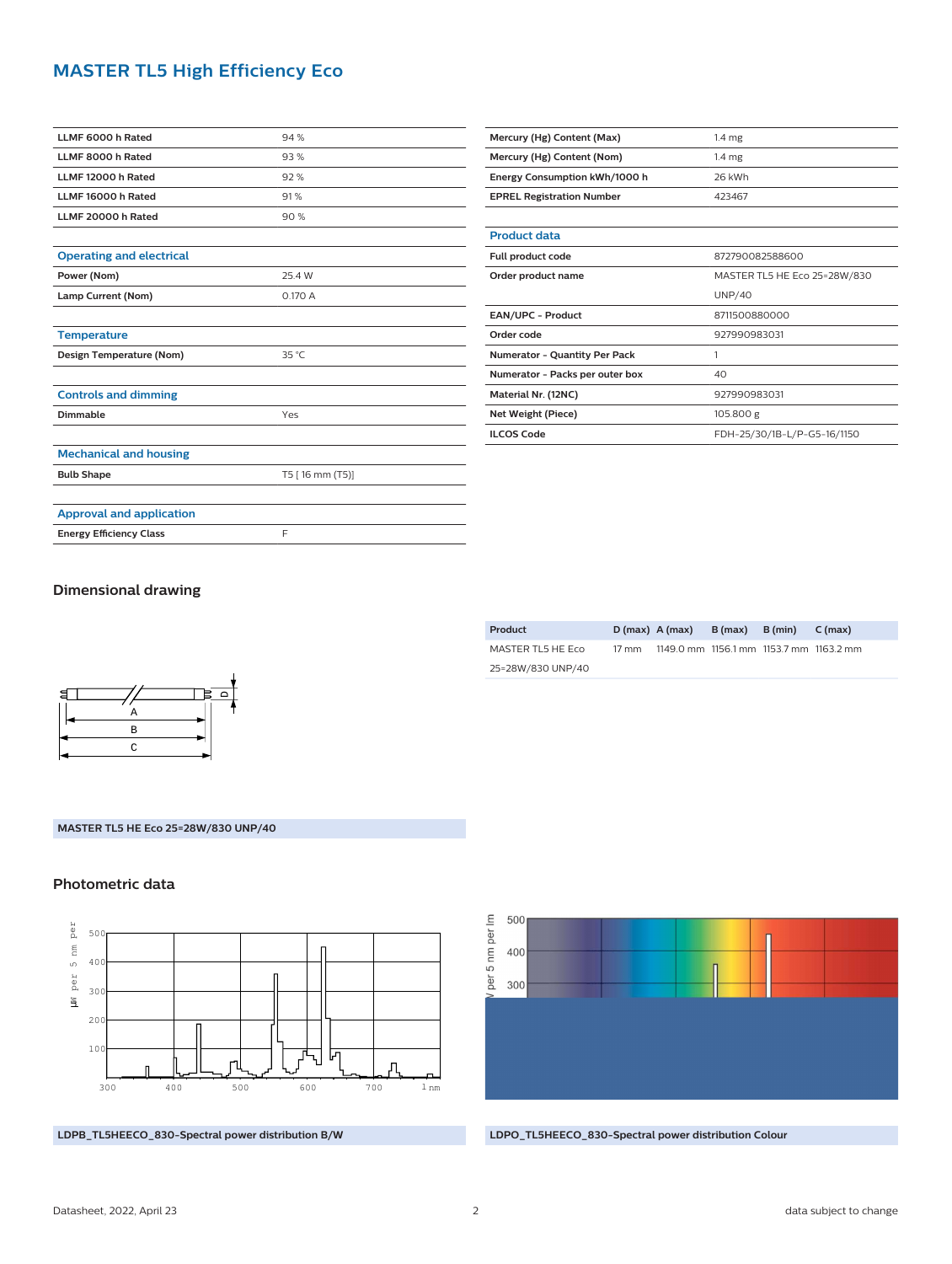# MASTER TL5 High Efficiency Eco

| | |
|---|---|
| **LLMF 6000 h Rated** | 94 % |
| **LLMF 8000 h Rated** | 93 % |
| **LLMF 12000 h Rated** | 92 % |
| **LLMF 16000 h Rated** | 91 % |
| **LLMF 20000 h Rated** | 90 % |

### Operating and electrical

| | |
|---|---|
| **Power (Nom)** | 25.4 W |
| **Lamp Current (Nom)** | 0.170 A |

### Temperature

| | |
|---|---|
| **Design Temperature (Nom)** | 35 °C |

### Controls and dimming

| | |
|---|---|
| **Dimmable** | Yes |

### Mechanical and housing

| | |
|---|---|
| **Bulb Shape** | T5 [ 16 mm (T5)] |

### Approval and application

| | |
|---|---|
| **Energy Efficiency Class** | F |
| **Mercury (Hg) Content (Max)** | 1.4 mg |
| **Mercury (Hg) Content (Nom)** | 1.4 mg |
| **Energy Consumption kWh/1000 h** | 26 kWh |
| **EPREL Registration Number** | 423467 |

### Product data

| | |
|---|---|
| **Full product code** | 872790082588600 |
| **Order product name** | MASTER TL5 HE Eco 25=28W/830 UNP/40 |
| **EAN/UPC - Product** | 8711500880000 |
| **Order code** | 927990983031 |
| **Numerator - Quantity Per Pack** | 1 |
| **Numerator - Packs per outer box** | 40 |
| **Material Nr. (12NC)** | 927990983031 |
| **Net Weight (Piece)** | 105.800 g |
| **ILCOS Code** | FDH-25/30/1B-L/P-G5-16/1150 |

## Dimensional drawing

| Product | D (max) | A (max) | B (max) | B (min) | C (max) |
|---|---|---|---|---|---|
| MASTER TL5 HE Eco 25=28W/830 UNP/40 | 17 mm | 1149.0 mm | 1156.1 mm | 1153.7 mm | 1163.2 mm |

MASTER TL5 HE Eco 25=28W/830 UNP/40

## Photometric data

LDPB_TL5HEECO_830-Spectral power distribution B/W

LDPO_TL5HEECO_830-Spectral power distribution Colour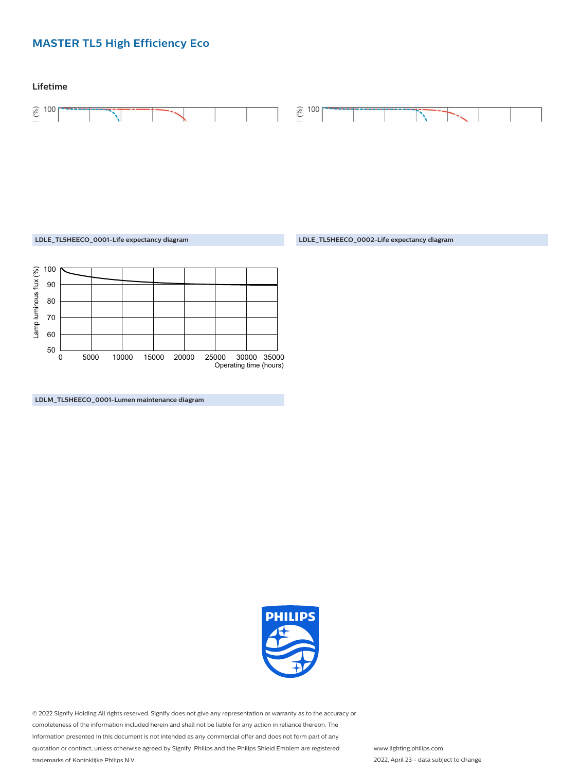## MASTER TL5 High Efficiency Eco

### Lifetime

(%) 100

LDLE_TL5HEECO_0001-Life expectancy diagram

(%) 100

LDLE_TL5HEECO_0002-Life expectancy diagram

Lamp luminous flux (%)
100
90
80
70
60
50
0 5000 10000 15000 20000 25000 30000 35000
Operating time (hours)

LDLM_TL5HEECO_0001-Lumen maintenance diagram

© 2022 Signify Holding All rights reserved. Signify does not give any representation or warranty as to the accuracy or completeness of the information included herein and shall not be liable for any action in reliance thereon. The information presented in this document is not intended as any commercial offer and does not form part of any quotation or contract, unless otherwise agreed by Signify. Philips and the Philips Shield Emblem are registered trademarks of Koninklijke Philips N.V.

www.lighting.philips.com
2022, April 23 - data subject to change